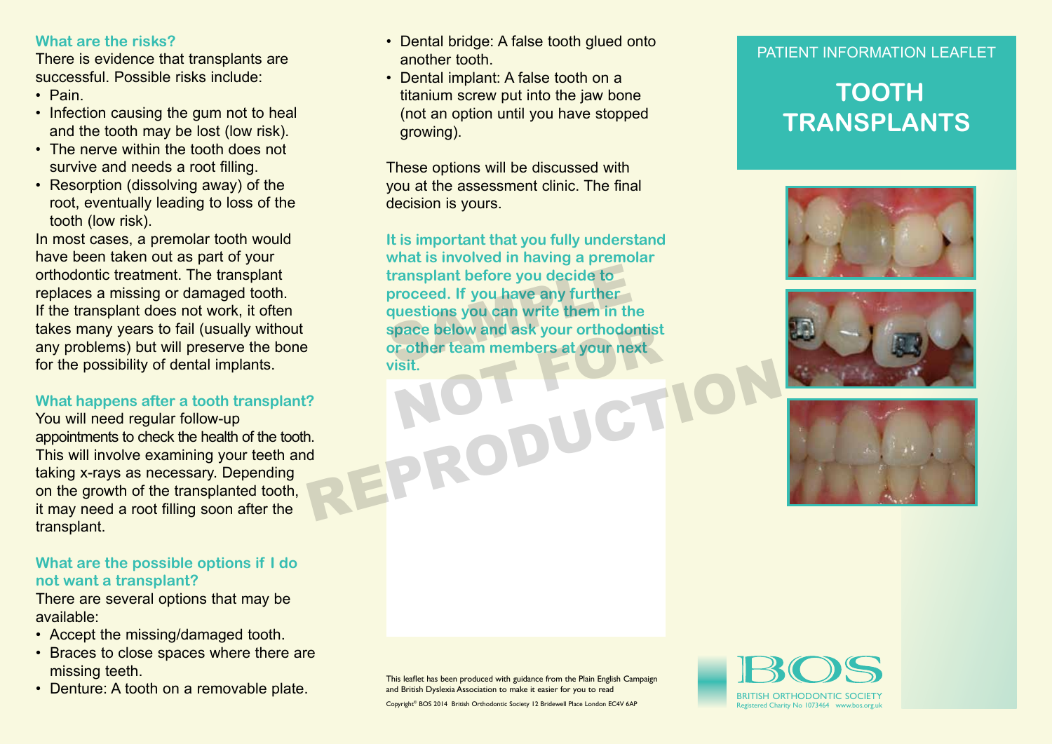## What are the risks?

There is evidence that transplants are successful. Possible risks include:

- Pain.
- Infection causing the gum not to heal and the tooth may be lost (low risk).
- The nerve within the tooth does not survive and needs a root filling.
- Resorption (dissolving away) of the root, eventually leading to loss of the tooth (low risk).

In most cases, a premolar tooth would have been taken out as part of your orthodontic treatment. The transplant replaces a missing or damaged tooth. If the transplant does not work, it often takes many years to fail (usually without any problems) but will preserve the bone for the possibility of dental implants.

## What happens after a tooth transplant?

You will need regular follow-up appointments to check the health of the tooth. This will involve examining your teeth and taking x-rays as necessary. Depending on the growth of the transplanted tooth, it may need a root filling soon after the transplant.

## What are the possible options if I do not want a transplant?

There are several options that may be available:

- Accept the missing/damaged tooth.
- Braces to close spaces where there are missing teeth.
- Denture: A tooth on a removable plate.
- Dental bridge: A false tooth glued onto another tooth.
- Dental implant: A false tooth on a titanium screw put into the jaw bone (not an option until you have stopped growing).

These options will be discussed with you at the assessment clinic. The final decision is yours.

**It is important that you fully understand what is involved in having a premolar transplant before you decide to proceed. If you have any further questions you can write them in the space below and ask your orthodontist or other team members at your next visit.**

SAMPLE NOT FOR REPRODUCTION

This leaflet has been produced with guidance from the Plain English Campaign and British Dyslexia Association to make it easier for you to read

Copyright© BOS 2014 British Orthodontic Society 12 Bridewell Place London EC4V 6AP

PATIENT INFORMATION LEAFLET

# TOOTH TRANSPLANTS

BOS

BRITISH ORTHODONTIC SOCIETY

Registered Charity No 1073464 www.bos.org.uk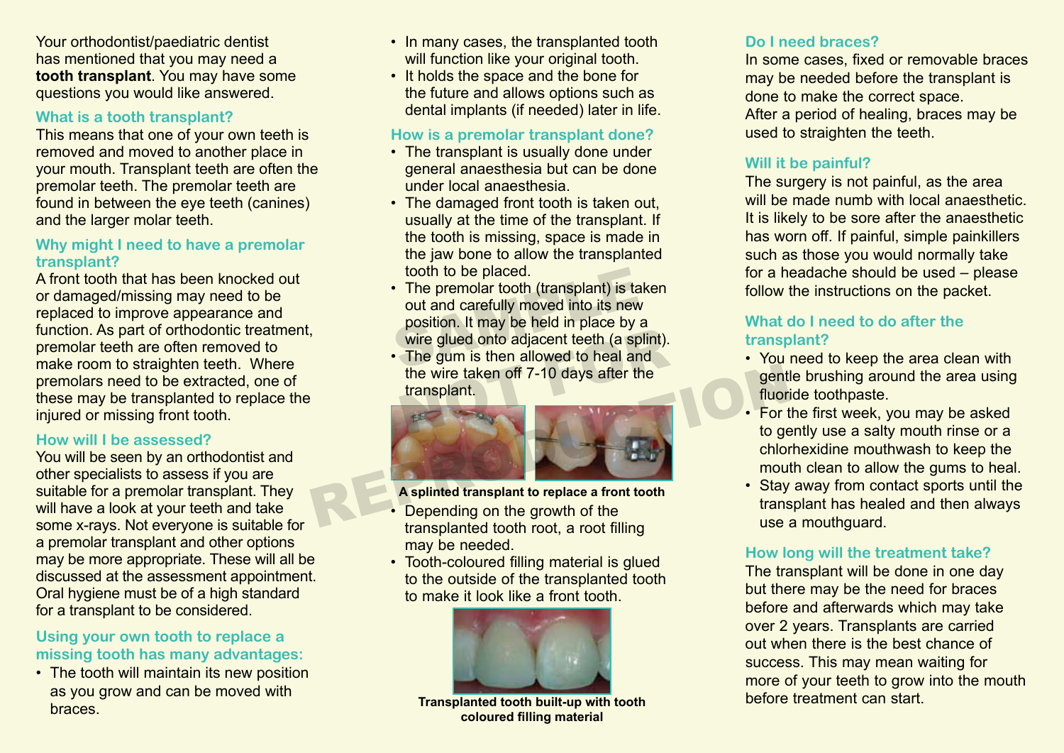Your orthodontist/paediatric dentist has mentioned that you may need a **tooth transplant**. You may have some questions you would like answered.

## What is a tooth transplant?

This means that one of your own teeth is removed and moved to another place in your mouth. Transplant teeth are often the premolar teeth. The premolar teeth are found in between the eye teeth (canines) and the larger molar teeth.

## Why might I need to have a premolar transplant?

A front tooth that has been knocked out or damaged/missing may need to be replaced to improve appearance and function. As part of orthodontic treatment, premolar teeth are often removed to make room to straighten teeth. Where premolars need to be extracted, one of these may be transplanted to replace the injured or missing front tooth.

## How will I be assessed?

You will be seen by an orthodontist and other specialists to assess if you are suitable for a premolar transplant. They will have a look at your teeth and take some x-rays. Not everyone is suitable for a premolar transplant and other options may be more appropriate. These will all be discussed at the assessment appointment. Oral hygiene must be of a high standard for a transplant to be considered.

## Using your own tooth to replace a missing tooth has many advantages:

- The tooth will maintain its new position as you grow and can be moved with braces.
- In many cases, the transplanted tooth will function like your original tooth.
- It holds the space and the bone for the future and allows options such as dental implants (if needed) later in life.

## How is a premolar transplant done?

- The transplant is usually done under general anaesthesia but can be done under local anaesthesia.
- The damaged front tooth is taken out, usually at the time of the transplant. If the tooth is missing, space is made in the jaw bone to allow the transplanted tooth to be placed.
- The premolar tooth (transplant) is taken out and carefully moved into its new position. It may be held in place by a wire glued onto adjacent teeth (a splint).
- The gum is then allowed to heal and the wire taken off 7-10 days after the transplant.

**A splinted transplant to replace a front tooth**

- Depending on the growth of the transplanted tooth root, a root filling may be needed.
- Tooth-coloured filling material is glued to the outside of the transplanted tooth to make it look like a front tooth.

**Transplanted tooth built-up with tooth coloured filling material**

## Do I need braces?

In some cases, fixed or removable braces may be needed before the transplant is done to make the correct space.
After a period of healing, braces may be used to straighten the teeth.

## Will it be painful?

The surgery is not painful, as the area will be made numb with local anaesthetic. It is likely to be sore after the anaesthetic has worn off. If painful, simple painkillers such as those you would normally take for a headache should be used – please follow the instructions on the packet.

## What do I need to do after the transplant?

- You need to keep the area clean with gentle brushing around the area using fluoride toothpaste.
- For the first week, you may be asked to gently use a salty mouth rinse or a chlorhexidine mouthwash to keep the mouth clean to allow the gums to heal.
- Stay away from contact sports until the transplant has healed and then always use a mouthguard.

## How long will the treatment take?

The transplant will be done in one day but there may be the need for braces before and afterwards which may take over 2 years. Transplants are carried out when there is the best chance of success. This may mean waiting for more of your teeth to grow into the mouth before treatment can start.